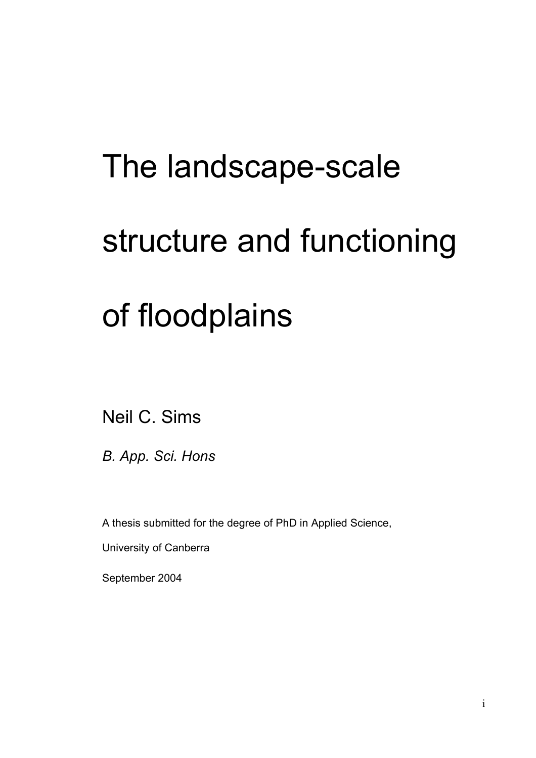# The landscape-scale structure and functioning of floodplains

Neil C. Sims

*B. App. Sci. Hons*

A thesis submitted for the degree of PhD in Applied Science,

University of Canberra

September 2004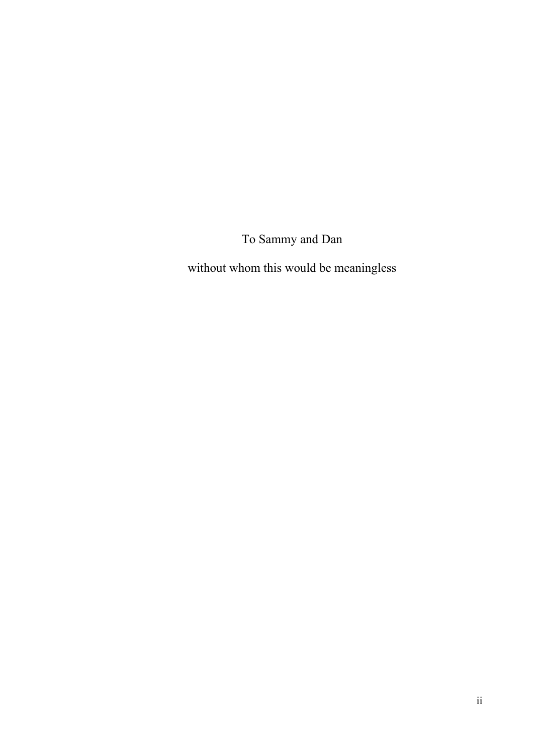To Sammy and Dan

without whom this would be meaningless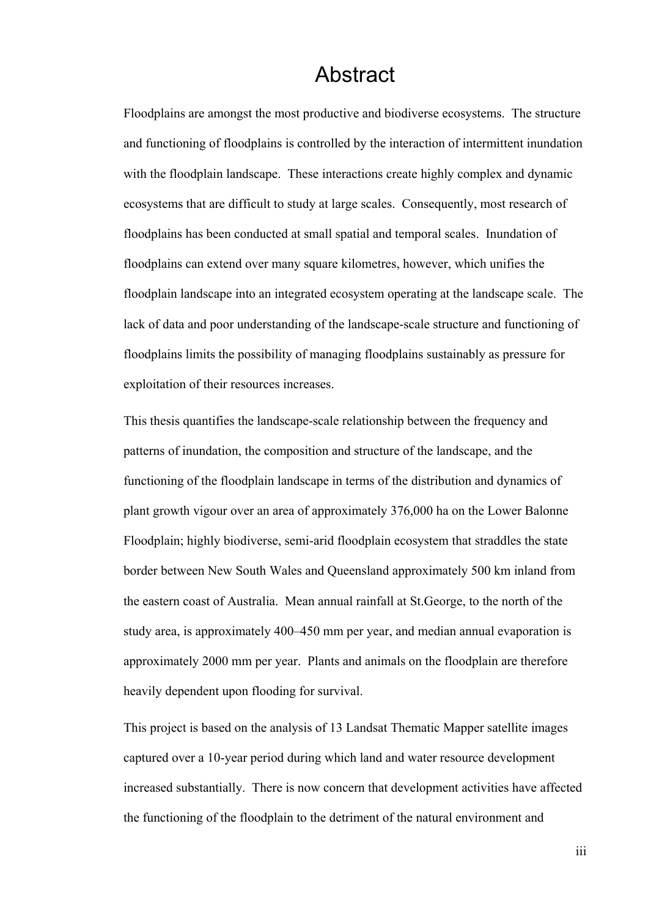# Abstract

Floodplains are amongst the most productive and biodiverse ecosystems. The structure and functioning of floodplains is controlled by the interaction of intermittent inundation with the floodplain landscape. These interactions create highly complex and dynamic ecosystems that are difficult to study at large scales. Consequently, most research of floodplains has been conducted at small spatial and temporal scales. Inundation of floodplains can extend over many square kilometres, however, which unifies the floodplain landscape into an integrated ecosystem operating at the landscape scale. The lack of data and poor understanding of the landscape-scale structure and functioning of floodplains limits the possibility of managing floodplains sustainably as pressure for exploitation of their resources increases.

This thesis quantifies the landscape-scale relationship between the frequency and patterns of inundation, the composition and structure of the landscape, and the functioning of the floodplain landscape in terms of the distribution and dynamics of plant growth vigour over an area of approximately 376,000 ha on the Lower Balonne Floodplain; highly biodiverse, semi-arid floodplain ecosystem that straddles the state border between New South Wales and Queensland approximately 500 km inland from the eastern coast of Australia. Mean annual rainfall at St.George, to the north of the study area, is approximately 400–450 mm per year, and median annual evaporation is approximately 2000 mm per year. Plants and animals on the floodplain are therefore heavily dependent upon flooding for survival.

This project is based on the analysis of 13 Landsat Thematic Mapper satellite images captured over a 10-year period during which land and water resource development increased substantially. There is now concern that development activities have affected the functioning of the floodplain to the detriment of the natural environment and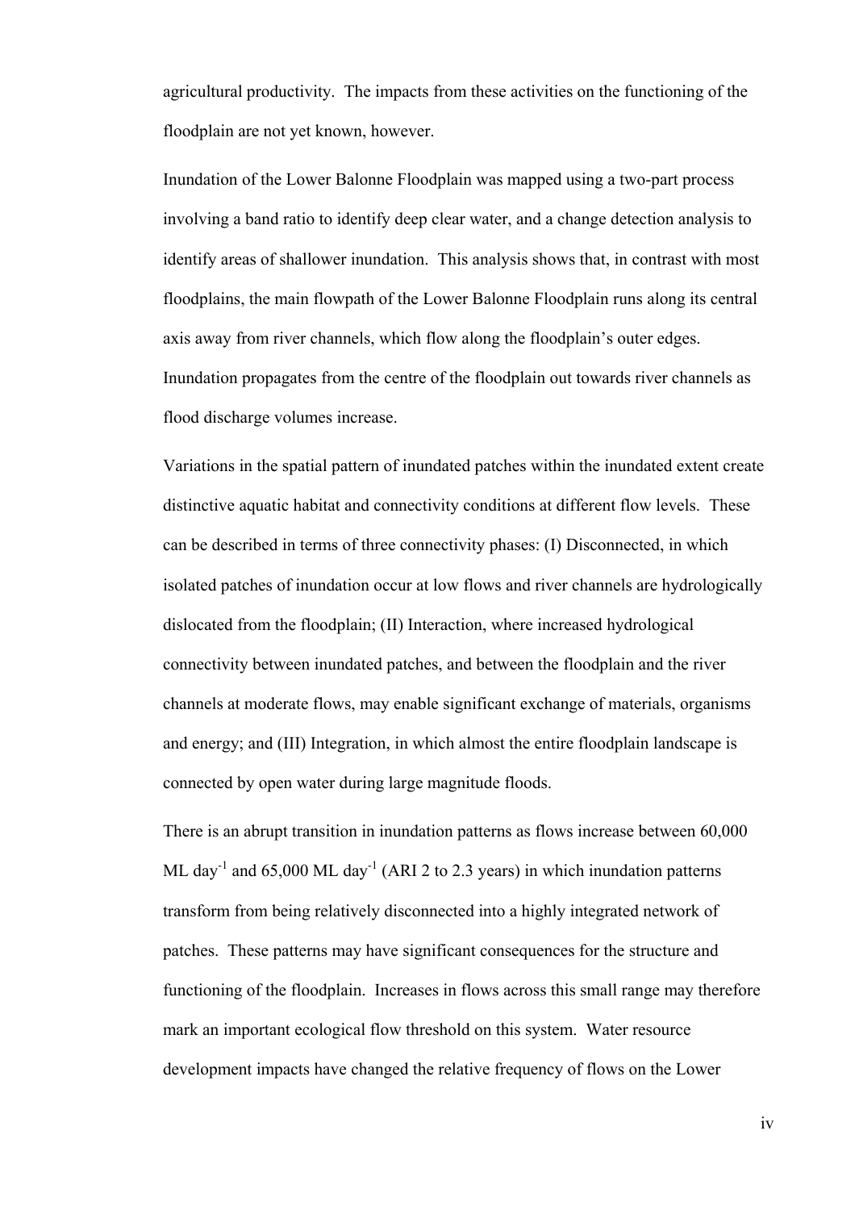agricultural productivity. The impacts from these activities on the functioning of the floodplain are not yet known, however.

Inundation of the Lower Balonne Floodplain was mapped using a two-part process involving a band ratio to identify deep clear water, and a change detection analysis to identify areas of shallower inundation. This analysis shows that, in contrast with most floodplains, the main flowpath of the Lower Balonne Floodplain runs along its central axis away from river channels, which flow along the floodplain's outer edges. Inundation propagates from the centre of the floodplain out towards river channels as flood discharge volumes increase.

Variations in the spatial pattern of inundated patches within the inundated extent create distinctive aquatic habitat and connectivity conditions at different flow levels. These can be described in terms of three connectivity phases: (I) Disconnected, in which isolated patches of inundation occur at low flows and river channels are hydrologically dislocated from the floodplain; (II) Interaction, where increased hydrological connectivity between inundated patches, and between the floodplain and the river channels at moderate flows, may enable significant exchange of materials, organisms and energy; and (III) Integration, in which almost the entire floodplain landscape is connected by open water during large magnitude floods.

There is an abrupt transition in inundation patterns as flows increase between 60,000 ML day$^{-1}$ and 65,000 ML day$^{-1}$ (ARI 2 to 2.3 years) in which inundation patterns transform from being relatively disconnected into a highly integrated network of patches. These patterns may have significant consequences for the structure and functioning of the floodplain. Increases in flows across this small range may therefore mark an important ecological flow threshold on this system. Water resource development impacts have changed the relative frequency of flows on the Lower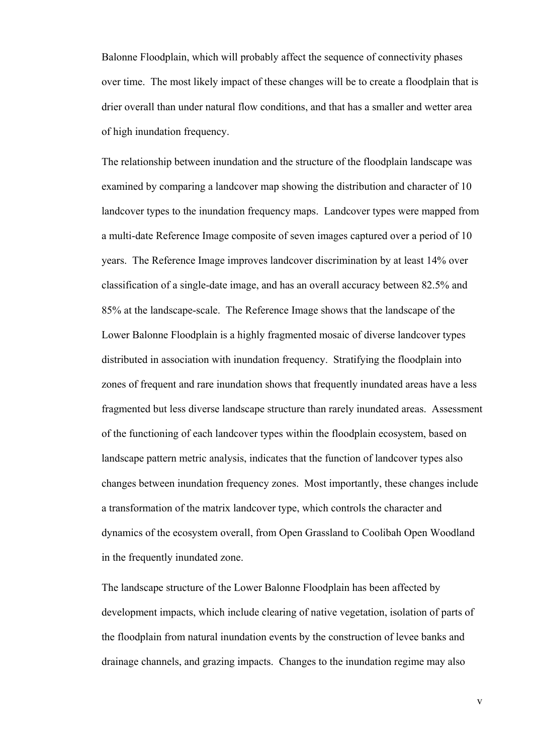Balonne Floodplain, which will probably affect the sequence of connectivity phases over time. The most likely impact of these changes will be to create a floodplain that is drier overall than under natural flow conditions, and that has a smaller and wetter area of high inundation frequency.

The relationship between inundation and the structure of the floodplain landscape was examined by comparing a landcover map showing the distribution and character of 10 landcover types to the inundation frequency maps. Landcover types were mapped from a multi-date Reference Image composite of seven images captured over a period of 10 years. The Reference Image improves landcover discrimination by at least 14% over classification of a single-date image, and has an overall accuracy between 82.5% and 85% at the landscape-scale. The Reference Image shows that the landscape of the Lower Balonne Floodplain is a highly fragmented mosaic of diverse landcover types distributed in association with inundation frequency. Stratifying the floodplain into zones of frequent and rare inundation shows that frequently inundated areas have a less fragmented but less diverse landscape structure than rarely inundated areas. Assessment of the functioning of each landcover types within the floodplain ecosystem, based on landscape pattern metric analysis, indicates that the function of landcover types also changes between inundation frequency zones. Most importantly, these changes include a transformation of the matrix landcover type, which controls the character and dynamics of the ecosystem overall, from Open Grassland to Coolibah Open Woodland in the frequently inundated zone.

The landscape structure of the Lower Balonne Floodplain has been affected by development impacts, which include clearing of native vegetation, isolation of parts of the floodplain from natural inundation events by the construction of levee banks and drainage channels, and grazing impacts. Changes to the inundation regime may also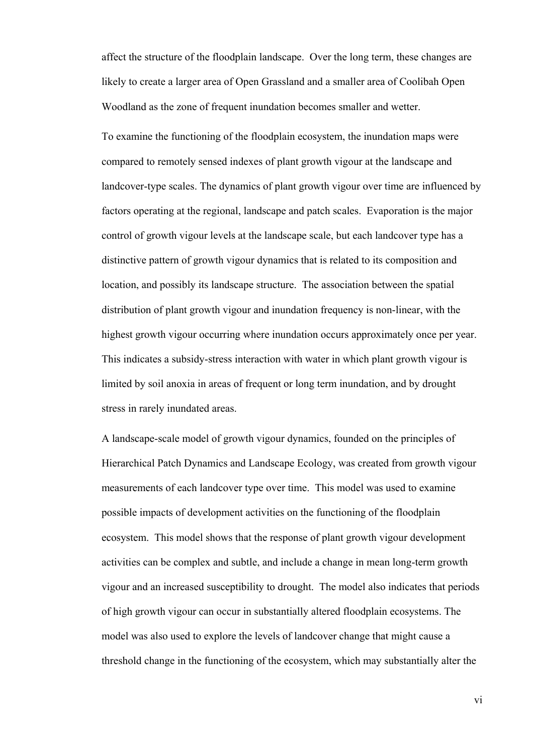affect the structure of the floodplain landscape. Over the long term, these changes are likely to create a larger area of Open Grassland and a smaller area of Coolibah Open Woodland as the zone of frequent inundation becomes smaller and wetter.

To examine the functioning of the floodplain ecosystem, the inundation maps were compared to remotely sensed indexes of plant growth vigour at the landscape and landcover-type scales. The dynamics of plant growth vigour over time are influenced by factors operating at the regional, landscape and patch scales. Evaporation is the major control of growth vigour levels at the landscape scale, but each landcover type has a distinctive pattern of growth vigour dynamics that is related to its composition and location, and possibly its landscape structure. The association between the spatial distribution of plant growth vigour and inundation frequency is non-linear, with the highest growth vigour occurring where inundation occurs approximately once per year. This indicates a subsidy-stress interaction with water in which plant growth vigour is limited by soil anoxia in areas of frequent or long term inundation, and by drought stress in rarely inundated areas.

A landscape-scale model of growth vigour dynamics, founded on the principles of Hierarchical Patch Dynamics and Landscape Ecology, was created from growth vigour measurements of each landcover type over time. This model was used to examine possible impacts of development activities on the functioning of the floodplain ecosystem. This model shows that the response of plant growth vigour development activities can be complex and subtle, and include a change in mean long-term growth vigour and an increased susceptibility to drought. The model also indicates that periods of high growth vigour can occur in substantially altered floodplain ecosystems. The model was also used to explore the levels of landcover change that might cause a threshold change in the functioning of the ecosystem, which may substantially alter the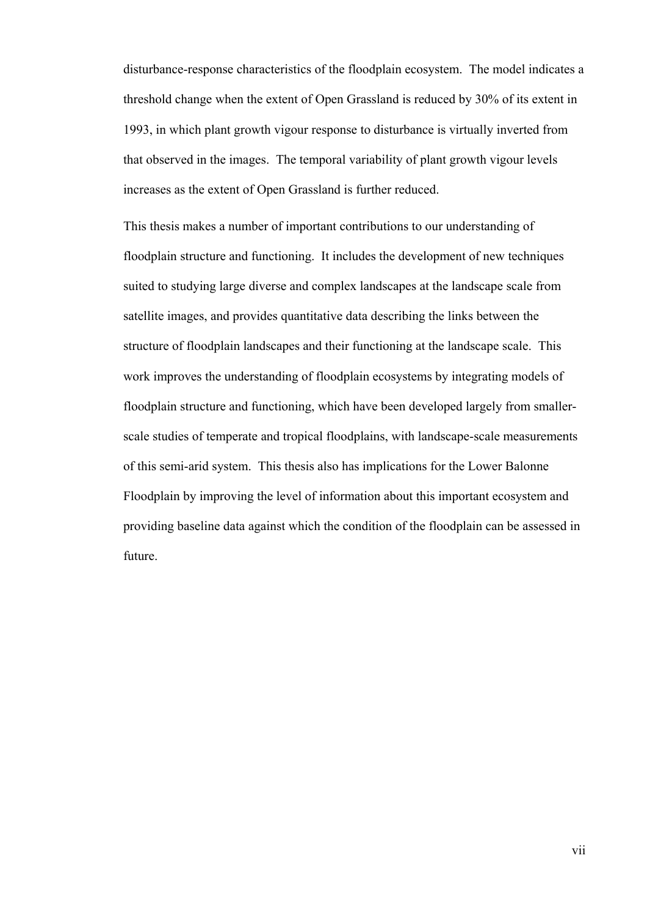disturbance-response characteristics of the floodplain ecosystem. The model indicates a threshold change when the extent of Open Grassland is reduced by 30% of its extent in 1993, in which plant growth vigour response to disturbance is virtually inverted from that observed in the images. The temporal variability of plant growth vigour levels increases as the extent of Open Grassland is further reduced.

This thesis makes a number of important contributions to our understanding of floodplain structure and functioning. It includes the development of new techniques suited to studying large diverse and complex landscapes at the landscape scale from satellite images, and provides quantitative data describing the links between the structure of floodplain landscapes and their functioning at the landscape scale. This work improves the understanding of floodplain ecosystems by integrating models of floodplain structure and functioning, which have been developed largely from smaller-scale studies of temperate and tropical floodplains, with landscape-scale measurements of this semi-arid system. This thesis also has implications for the Lower Balonne Floodplain by improving the level of information about this important ecosystem and providing baseline data against which the condition of the floodplain can be assessed in future.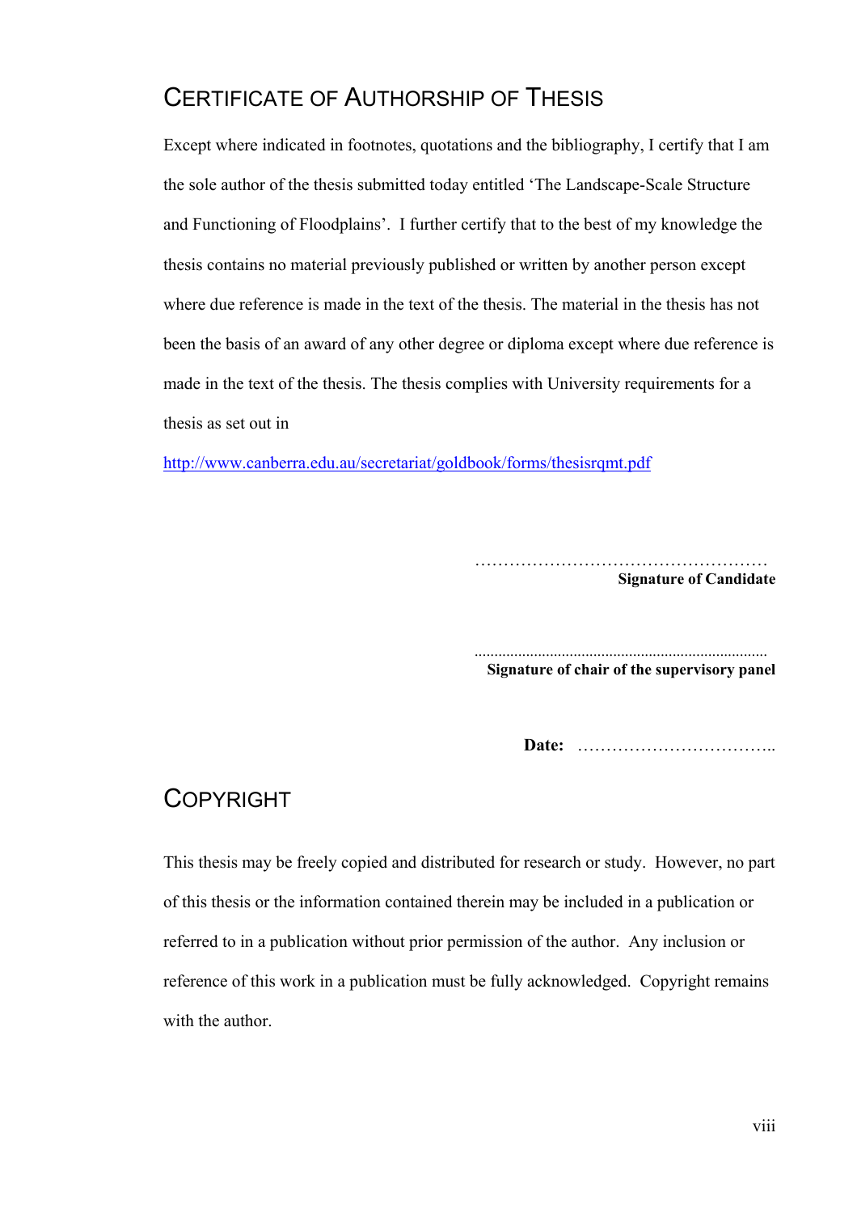## Certificate of Authorship of Thesis

Except where indicated in footnotes, quotations and the bibliography, I certify that I am the sole author of the thesis submitted today entitled 'The Landscape-Scale Structure and Functioning of Floodplains'. I further certify that to the best of my knowledge the thesis contains no material previously published or written by another person except where due reference is made in the text of the thesis. The material in the thesis has not been the basis of an award of any other degree or diploma except where due reference is made in the text of the thesis. The thesis complies with University requirements for a thesis as set out in

http://www.canberra.edu.au/secretariat/goldbook/forms/thesisrqmt.pdf

……………………………………………
**Signature of Candidate**

………………………………………………………………
**Signature of chair of the supervisory panel**

**Date:** ……………………………..

## Copyright

This thesis may be freely copied and distributed for research or study. However, no part of this thesis or the information contained therein may be included in a publication or referred to in a publication without prior permission of the author. Any inclusion or reference of this work in a publication must be fully acknowledged. Copyright remains with the author.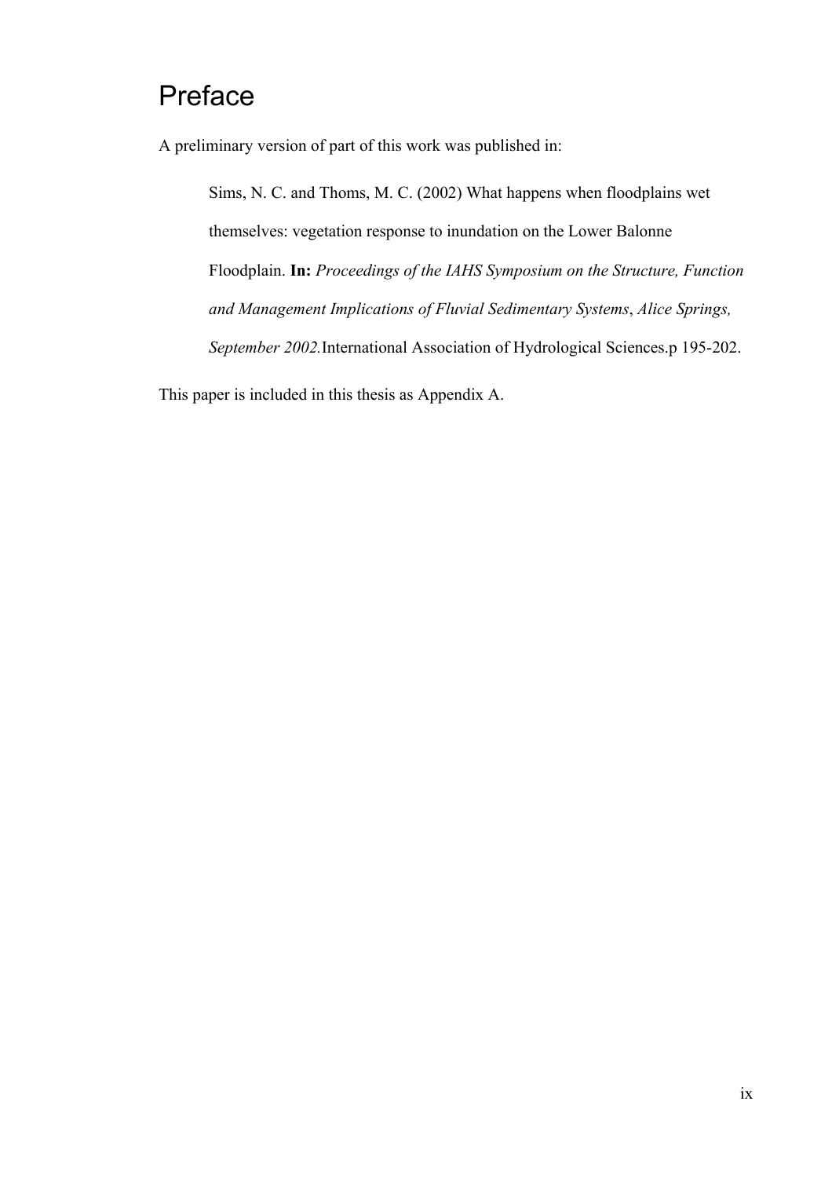# Preface

A preliminary version of part of this work was published in:

> Sims, N. C. and Thoms, M. C. (2002) What happens when floodplains wet themselves: vegetation response to inundation on the Lower Balonne Floodplain. **In:** *Proceedings of the IAHS Symposium on the Structure, Function and Management Implications of Fluvial Sedimentary Systems*, *Alice Springs, September 2002.*International Association of Hydrological Sciences.p 195-202.

This paper is included in this thesis as Appendix A.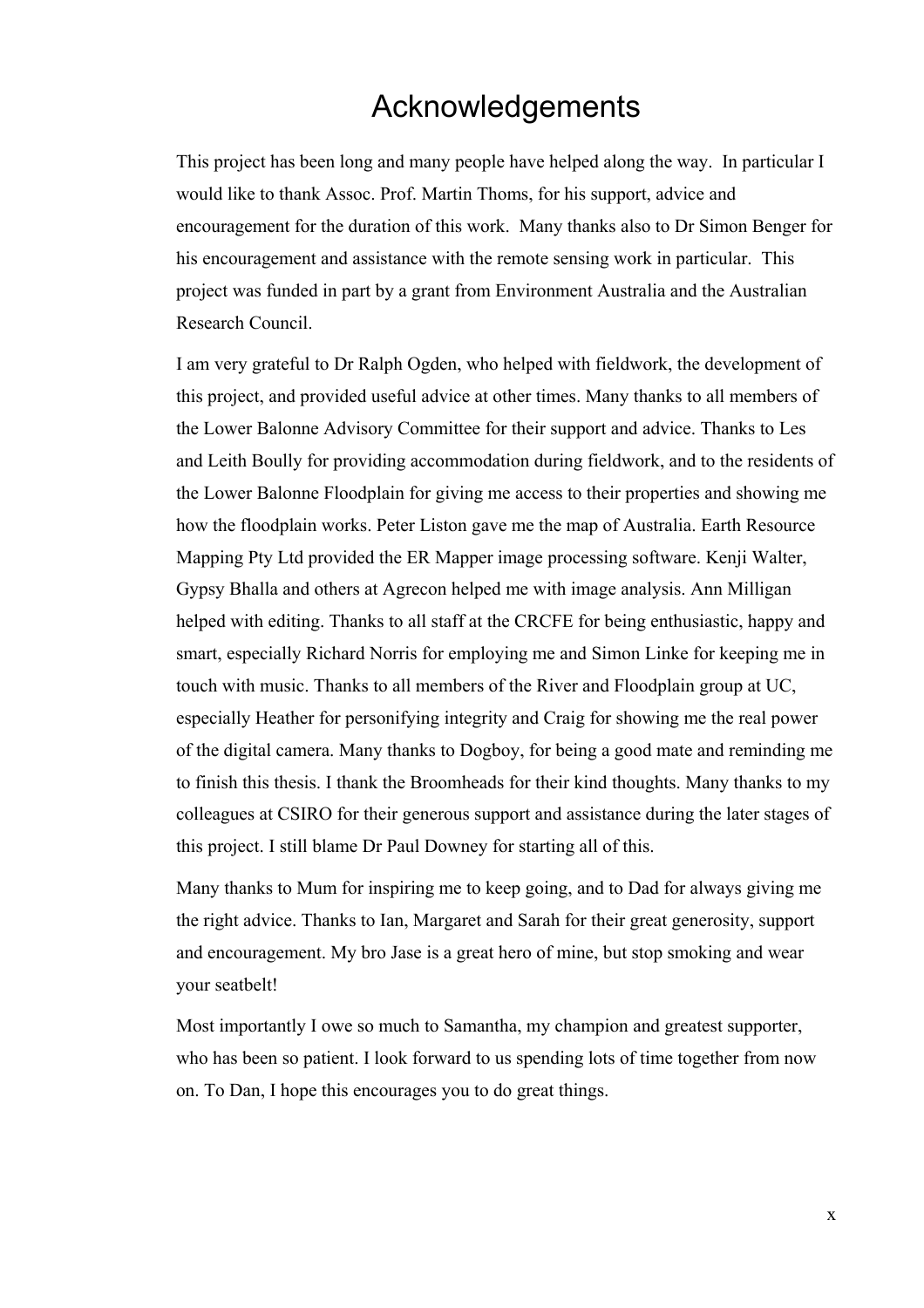# Acknowledgements

This project has been long and many people have helped along the way. In particular I would like to thank Assoc. Prof. Martin Thoms, for his support, advice and encouragement for the duration of this work. Many thanks also to Dr Simon Benger for his encouragement and assistance with the remote sensing work in particular. This project was funded in part by a grant from Environment Australia and the Australian Research Council.

I am very grateful to Dr Ralph Ogden, who helped with fieldwork, the development of this project, and provided useful advice at other times. Many thanks to all members of the Lower Balonne Advisory Committee for their support and advice. Thanks to Les and Leith Boully for providing accommodation during fieldwork, and to the residents of the Lower Balonne Floodplain for giving me access to their properties and showing me how the floodplain works. Peter Liston gave me the map of Australia. Earth Resource Mapping Pty Ltd provided the ER Mapper image processing software. Kenji Walter, Gypsy Bhalla and others at Agrecon helped me with image analysis. Ann Milligan helped with editing. Thanks to all staff at the CRCFE for being enthusiastic, happy and smart, especially Richard Norris for employing me and Simon Linke for keeping me in touch with music. Thanks to all members of the River and Floodplain group at UC, especially Heather for personifying integrity and Craig for showing me the real power of the digital camera. Many thanks to Dogboy, for being a good mate and reminding me to finish this thesis. I thank the Broomheads for their kind thoughts. Many thanks to my colleagues at CSIRO for their generous support and assistance during the later stages of this project. I still blame Dr Paul Downey for starting all of this.

Many thanks to Mum for inspiring me to keep going, and to Dad for always giving me the right advice. Thanks to Ian, Margaret and Sarah for their great generosity, support and encouragement. My bro Jase is a great hero of mine, but stop smoking and wear your seatbelt!

Most importantly I owe so much to Samantha, my champion and greatest supporter, who has been so patient. I look forward to us spending lots of time together from now on. To Dan, I hope this encourages you to do great things.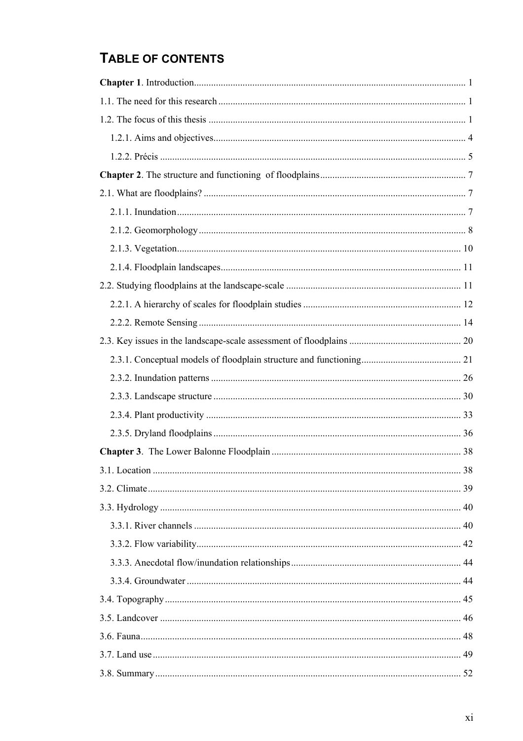# TABLE OF CONTENTS

**Chapter 1**. Introduction ........ 1

1.1. The need for this research ........ 1

1.2. The focus of this thesis ........ 1

  1.2.1. Aims and objectives ........ 4

  1.2.2. Précis ........ 5

**Chapter 2**. The structure and functioning of floodplains ........ 7

2.1. What are floodplains? ........ 7

  2.1.1. Inundation ........ 7

  2.1.2. Geomorphology ........ 8

  2.1.3. Vegetation ........ 10

  2.1.4. Floodplain landscapes ........ 11

2.2. Studying floodplains at the landscape-scale ........ 11

  2.2.1. A hierarchy of scales for floodplain studies ........ 12

  2.2.2. Remote Sensing ........ 14

2.3. Key issues in the landscape-scale assessment of floodplains ........ 20

  2.3.1. Conceptual models of floodplain structure and functioning ........ 21

  2.3.2. Inundation patterns ........ 26

  2.3.3. Landscape structure ........ 30

  2.3.4. Plant productivity ........ 33

  2.3.5. Dryland floodplains ........ 36

**Chapter 3**. The Lower Balonne Floodplain ........ 38

3.1. Location ........ 38

3.2. Climate ........ 39

3.3. Hydrology ........ 40

  3.3.1. River channels ........ 40

  3.3.2. Flow variability ........ 42

  3.3.3. Anecdotal flow/inundation relationships ........ 44

  3.3.4. Groundwater ........ 44

3.4. Topography ........ 45

3.5. Landcover ........ 46

3.6. Fauna ........ 48

3.7. Land use ........ 49

3.8. Summary ........ 52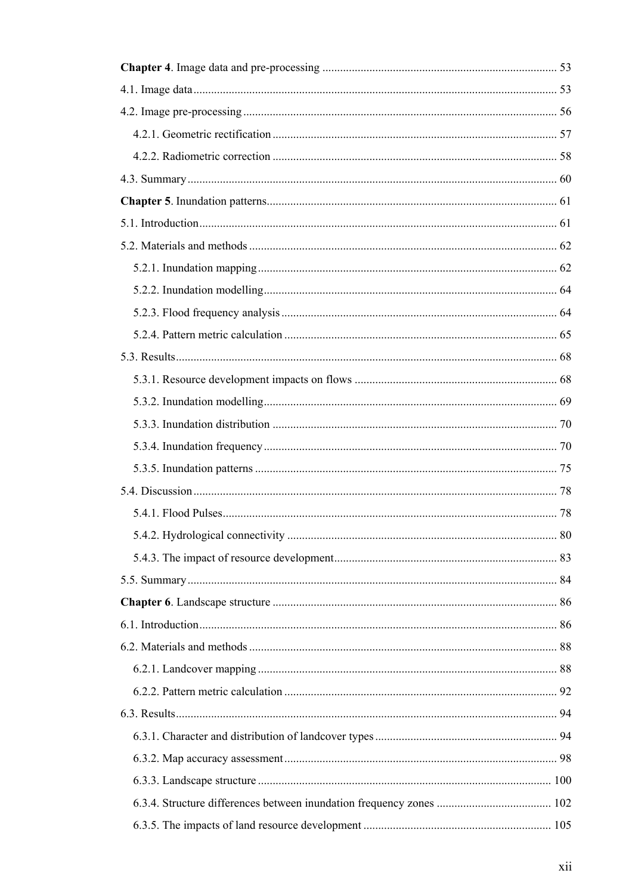**Chapter 4**. Image data and pre-processing ................................................................................ 53

4.1. Image data ........................................................................................................................... 53

4.2. Image pre-processing .......................................................................................................... 56

4.2.1. Geometric rectification ................................................................................................ 57

4.2.2. Radiometric correction ................................................................................................ 58

4.3. Summary ............................................................................................................................. 60

**Chapter 5**. Inundation patterns.................................................................................................. 61

5.1. Introduction......................................................................................................................... 61

5.2. Materials and methods ........................................................................................................ 62

5.2.1. Inundation mapping ..................................................................................................... 62

5.2.2. Inundation modelling................................................................................................... 64

5.2.3. Flood frequency analysis ............................................................................................. 64

5.2.4. Pattern metric calculation ............................................................................................ 65

5.3. Results................................................................................................................................. 68

5.3.1. Resource development impacts on flows ..................................................................... 68

5.3.2. Inundation modelling................................................................................................... 69

5.3.3. Inundation distribution ................................................................................................ 70

5.3.4. Inundation frequency ................................................................................................... 70

5.3.5. Inundation patterns ...................................................................................................... 75

5.4. Discussion ........................................................................................................................... 78

5.4.1. Flood Pulses................................................................................................................. 78

5.4.2. Hydrological connectivity ........................................................................................... 80

5.4.3. The impact of resource development........................................................................... 83

5.5. Summary ............................................................................................................................. 84

**Chapter 6**. Landscape structure ................................................................................................ 86

6.1. Introduction......................................................................................................................... 86

6.2. Materials and methods ........................................................................................................ 88

6.2.1. Landcover mapping ..................................................................................................... 88

6.2.2. Pattern metric calculation ............................................................................................ 92

6.3. Results................................................................................................................................. 94

6.3.1. Character and distribution of landcover types ............................................................. 94

6.3.2. Map accuracy assessment ............................................................................................ 98

6.3.3. Landscape structure .................................................................................................... 100

6.3.4. Structure differences between inundation frequency zones ....................................... 102

6.3.5. The impacts of land resource development ................................................................ 105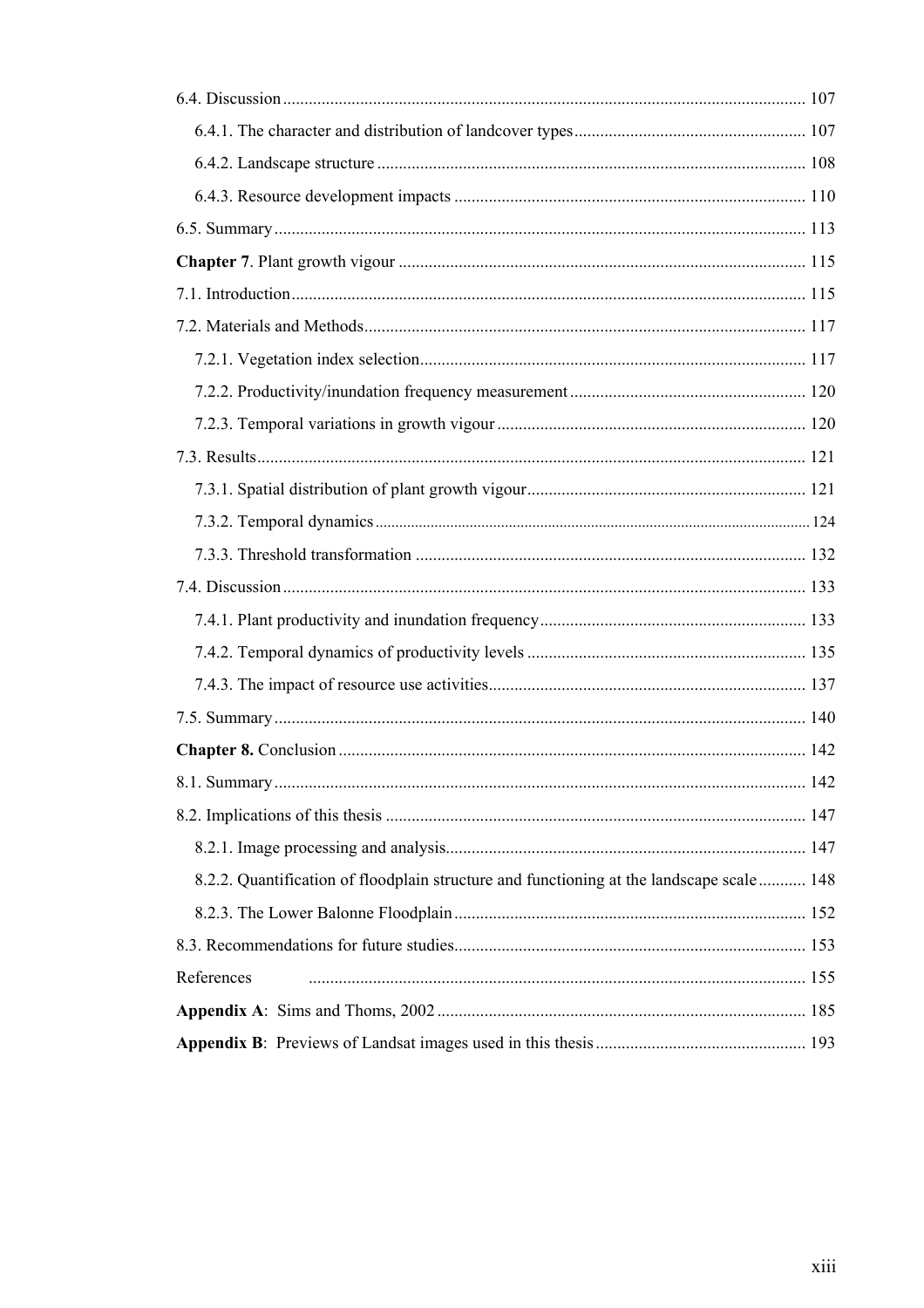6.4. Discussion ........................................................................................................................ 107

6.4.1. The character and distribution of landcover types ..................................................... 107

6.4.2. Landscape structure ................................................................................................... 108

6.4.3. Resource development impacts ................................................................................. 110

6.5. Summary ........................................................................................................................... 113

**Chapter 7**. Plant growth vigour ............................................................................................. 115

7.1. Introduction ....................................................................................................................... 115

7.2. Materials and Methods ...................................................................................................... 117

7.2.1. Vegetation index selection ......................................................................................... 117

7.2.2. Productivity/inundation frequency measurement ...................................................... 120

7.2.3. Temporal variations in growth vigour ........................................................................ 120

7.3. Results ............................................................................................................................... 121

7.3.1. Spatial distribution of plant growth vigour ................................................................. 121

7.3.2. Temporal dynamics ..................................................................................................... 124

7.3.3. Threshold transformation ........................................................................................... 132

7.4. Discussion ......................................................................................................................... 133

7.4.1. Plant productivity and inundation frequency .............................................................. 133

7.4.2. Temporal dynamics of productivity levels ................................................................. 135

7.4.3. The impact of resource use activities ......................................................................... 137

7.5. Summary ........................................................................................................................... 140

**Chapter 8.** Conclusion ............................................................................................................ 142

8.1. Summary ........................................................................................................................... 142

8.2. Implications of this thesis ................................................................................................. 147

8.2.1. Image processing and analysis .................................................................................... 147

8.2.2. Quantification of floodplain structure and functioning at the landscape scale ........... 148

8.2.3. The Lower Balonne Floodplain .................................................................................. 152

8.3. Recommendations for future studies ................................................................................. 153

References ................................................................................................................................ 155

**Appendix A**: Sims and Thoms, 2002 ..................................................................................... 185

**Appendix B**: Previews of Landsat images used in this thesis ................................................ 193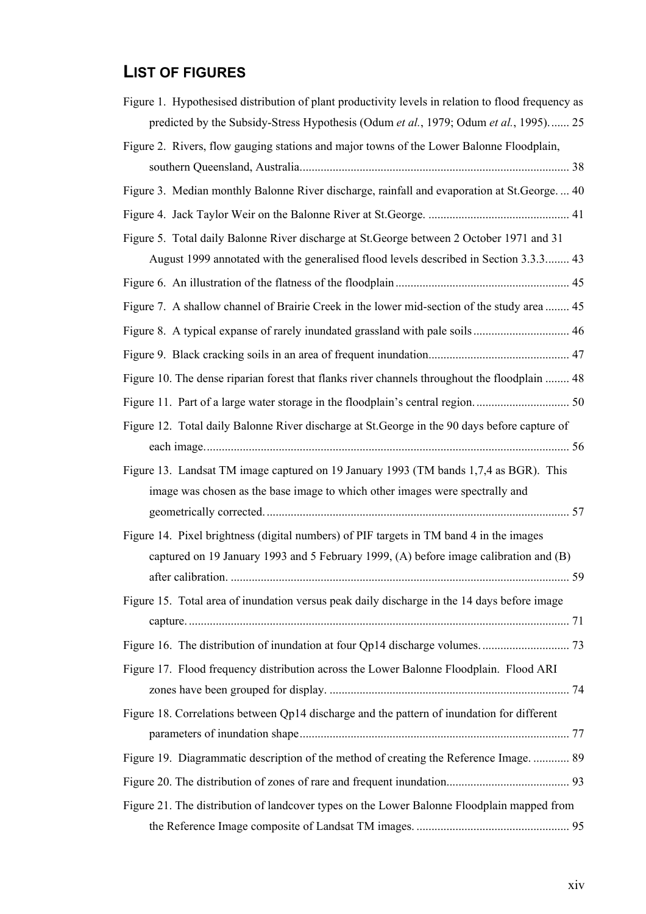## LIST OF FIGURES

Figure 1. Hypothesised distribution of plant productivity levels in relation to flood frequency as predicted by the Subsidy-Stress Hypothesis (Odum *et al.*, 1979; Odum *et al.*, 1995). ...... 25

Figure 2. Rivers, flow gauging stations and major towns of the Lower Balonne Floodplain, southern Queensland, Australia. ........................................................................................ 38

Figure 3. Median monthly Balonne River discharge, rainfall and evaporation at St.George. ... 40

Figure 4. Jack Taylor Weir on the Balonne River at St.George. ............................................... 41

Figure 5. Total daily Balonne River discharge at St.George between 2 October 1971 and 31 August 1999 annotated with the generalised flood levels described in Section 3.3.3........ 43

Figure 6. An illustration of the flatness of the floodplain ......................................................... 45

Figure 7. A shallow channel of Brairie Creek in the lower mid-section of the study area ........ 45

Figure 8. A typical expanse of rarely inundated grassland with pale soils ................................ 46

Figure 9. Black cracking soils in an area of frequent inundation............................................... 47

Figure 10. The dense riparian forest that flanks river channels throughout the floodplain ........ 48

Figure 11. Part of a large water storage in the floodplain's central region. ............................... 50

Figure 12. Total daily Balonne River discharge at St.George in the 90 days before capture of each image. ....................................................................................................................... 56

Figure 13. Landsat TM image captured on 19 January 1993 (TM bands 1,7,4 as BGR). This image was chosen as the base image to which other images were spectrally and geometrically corrected. .................................................................................................... 57

Figure 14. Pixel brightness (digital numbers) of PIF targets in TM band 4 in the images captured on 19 January 1993 and 5 February 1999, (A) before image calibration and (B) after calibration. ................................................................................................................ 59

Figure 15. Total area of inundation versus peak daily discharge in the 14 days before image capture. ............................................................................................................................. 71

Figure 16. The distribution of inundation at four Qp14 discharge volumes. ............................. 73

Figure 17. Flood frequency distribution across the Lower Balonne Floodplain. Flood ARI zones have been grouped for display. ............................................................................... 74

Figure 18. Correlations between Qp14 discharge and the pattern of inundation for different parameters of inundation shape ......................................................................................... 77

Figure 19. Diagrammatic description of the method of creating the Reference Image. ............ 89

Figure 20. The distribution of zones of rare and frequent inundation......................................... 93

Figure 21. The distribution of landcover types on the Lower Balonne Floodplain mapped from the Reference Image composite of Landsat TM images. .................................................. 95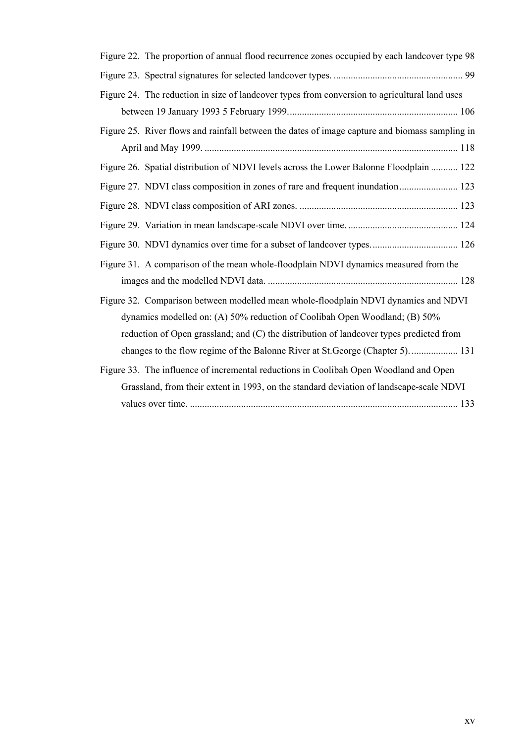Figure 22. The proportion of annual flood recurrence zones occupied by each landcover type 98

Figure 23. Spectral signatures for selected landcover types. .................................................... 99

Figure 24. The reduction in size of landcover types from conversion to agricultural land uses between 19 January 1993 5 February 1999. .................................................................... 106

Figure 25. River flows and rainfall between the dates of image capture and biomass sampling in April and May 1999. ....................................................................................................... 118

Figure 26. Spatial distribution of NDVI levels across the Lower Balonne Floodplain ........... 122

Figure 27. NDVI class composition in zones of rare and frequent inundation ........................ 123

Figure 28. NDVI class composition of ARI zones. ................................................................ 123

Figure 29. Variation in mean landscape-scale NDVI over time. ............................................ 124

Figure 30. NDVI dynamics over time for a subset of landcover types. .................................. 126

Figure 31. A comparison of the mean whole-floodplain NDVI dynamics measured from the images and the modelled NDVI data. ............................................................................. 128

Figure 32. Comparison between modelled mean whole-floodplain NDVI dynamics and NDVI dynamics modelled on: (A) 50% reduction of Coolibah Open Woodland; (B) 50% reduction of Open grassland; and (C) the distribution of landcover types predicted from changes to the flow regime of the Balonne River at St.George (Chapter 5). ................... 131

Figure 33. The influence of incremental reductions in Coolibah Open Woodland and Open Grassland, from their extent in 1993, on the standard deviation of landscape-scale NDVI values over time. ............................................................................................................ 133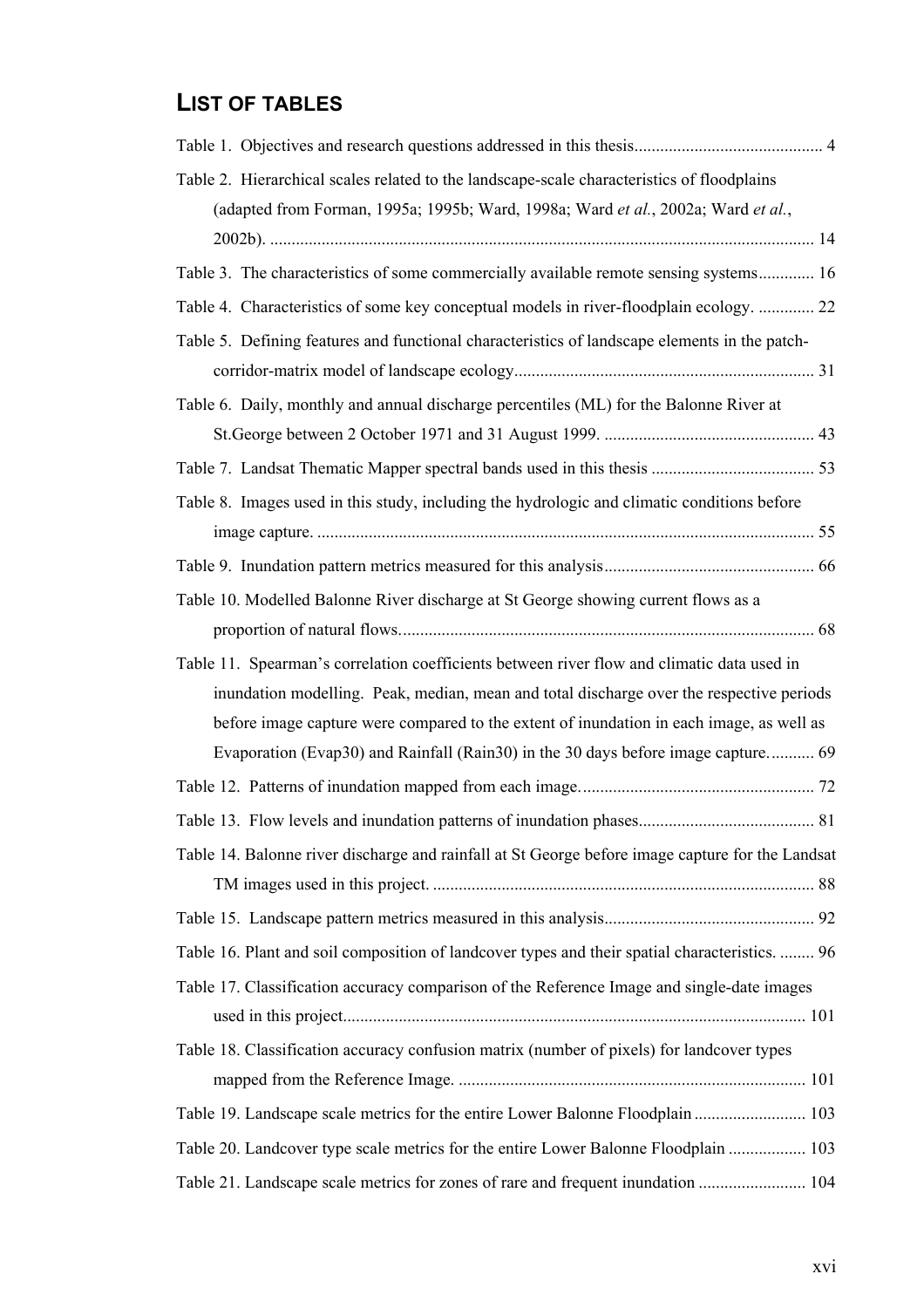## LIST OF TABLES

Table 1. Objectives and research questions addressed in this thesis........................................... 4

Table 2. Hierarchical scales related to the landscape-scale characteristics of floodplains (adapted from Forman, 1995a; 1995b; Ward, 1998a; Ward *et al.*, 2002a; Ward *et al.*, 2002b). .............................................................................................................................. 14

Table 3. The characteristics of some commercially available remote sensing systems............. 16

Table 4. Characteristics of some key conceptual models in river-floodplain ecology. ............. 22

Table 5. Defining features and functional characteristics of landscape elements in the patch-corridor-matrix model of landscape ecology...................................................................... 31

Table 6. Daily, monthly and annual discharge percentiles (ML) for the Balonne River at St.George between 2 October 1971 and 31 August 1999. ................................................. 43

Table 7. Landsat Thematic Mapper spectral bands used in this thesis ...................................... 53

Table 8. Images used in this study, including the hydrologic and climatic conditions before image capture. .................................................................................................................. 55

Table 9. Inundation pattern metrics measured for this analysis................................................. 66

Table 10. Modelled Balonne River discharge at St George showing current flows as a proportion of natural flows................................................................................................ 68

Table 11. Spearman's correlation coefficients between river flow and climatic data used in inundation modelling. Peak, median, mean and total discharge over the respective periods before image capture were compared to the extent of inundation in each image, as well as Evaporation (Evap30) and Rainfall (Rain30) in the 30 days before image capture........... 69

Table 12. Patterns of inundation mapped from each image....................................................... 72

Table 13. Flow levels and inundation patterns of inundation phases......................................... 81

Table 14. Balonne river discharge and rainfall at St George before image capture for the Landsat TM images used in this project. ........................................................................................ 88

Table 15. Landscape pattern metrics measured in this analysis................................................. 92

Table 16. Plant and soil composition of landcover types and their spatial characteristics. ........ 96

Table 17. Classification accuracy comparison of the Reference Image and single-date images used in this project........................................................................................................... 101

Table 18. Classification accuracy confusion matrix (number of pixels) for landcover types mapped from the Reference Image. ................................................................................. 101

Table 19. Landscape scale metrics for the entire Lower Balonne Floodplain .......................... 103

Table 20. Landcover type scale metrics for the entire Lower Balonne Floodplain .................. 103

Table 21. Landscape scale metrics for zones of rare and frequent inundation ......................... 104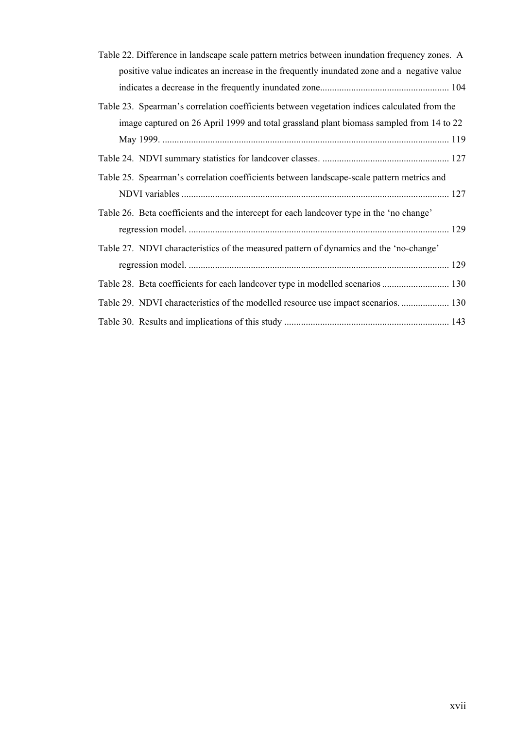Table 22. Difference in landscape scale pattern metrics between inundation frequency zones. A positive value indicates an increase in the frequently inundated zone and a negative value indicates a decrease in the frequently inundated zone...................................................... 104

Table 23. Spearman's correlation coefficients between vegetation indices calculated from the image captured on 26 April 1999 and total grassland plant biomass sampled from 14 to 22 May 1999. ....................................................................................................................... 119

Table 24. NDVI summary statistics for landcover classes. ..................................................... 127

Table 25. Spearman's correlation coefficients between landscape-scale pattern metrics and NDVI variables ............................................................................................................... 127

Table 26. Beta coefficients and the intercept for each landcover type in the 'no change' regression model. ............................................................................................................ 129

Table 27. NDVI characteristics of the measured pattern of dynamics and the 'no-change' regression model. ............................................................................................................ 129

Table 28. Beta coefficients for each landcover type in modelled scenarios ............................ 130

Table 29. NDVI characteristics of the modelled resource use impact scenarios. .................... 130

Table 30. Results and implications of this study ..................................................................... 143